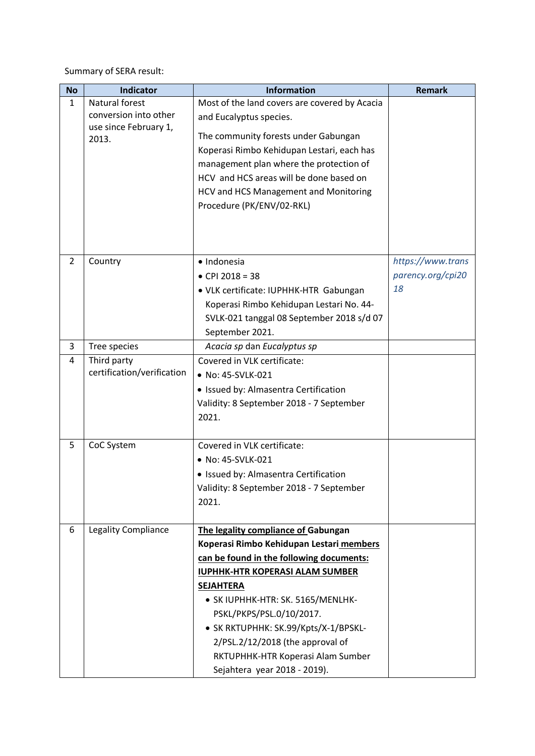Summary of SERA result:

| No | Indicator | Information | Remark |
|---|---|---|---|
| 1 | Natural forest conversion into other use since February 1, 2013. | Most of the land covers are covered by Acacia and Eucalyptus species.<br><br>The community forests under Gabungan Koperasi Rimbo Kehidupan Lestari, each has management plan where the protection of HCV and HCS areas will be done based on HCV and HCS Management and Monitoring Procedure (PK/ENV/02-RKL) | |
| 2 | Country | • Indonesia<br>• CPI 2018 = 38<br>• VLK certificate: IUPHHK-HTR Gabungan Koperasi Rimbo Kehidupan Lestari No. 44-SVLK-021 tanggal 08 September 2018 s/d 07 September 2021. | *https://www.transparency.org/cpi2018* |
| 3 | Tree species | *Acacia sp* dan *Eucalyptus sp* | |
| 4 | Third party certification/verification | Covered in VLK certificate:<br>• No: 45-SVLK-021<br>• Issued by: Almasentra Certification<br>Validity: 8 September 2018 - 7 September 2021. | |
| 5 | CoC System | Covered in VLK certificate:<br>• No: 45-SVLK-021<br>• Issued by: Almasentra Certification<br>Validity: 8 September 2018 - 7 September 2021. | |
| 6 | Legality Compliance | **The legality compliance of Gabungan Koperasi Rimbo Kehidupan Lestari members can be found in the following documents:**<br>**IUPHHK-HTR KOPERASI ALAM SUMBER SEJAHTERA**<br>• SK IUPHHK-HTR: SK. 5165/MENLHK-PSKL/PKPS/PSL.0/10/2017.<br>• SK RKTUPHHK: SK.99/Kpts/X-1/BPSKL-2/PSL.2/12/2018 (the approval of RKTUPHHK-HTR Koperasi Alam Sumber Sejahtera year 2018 - 2019). | |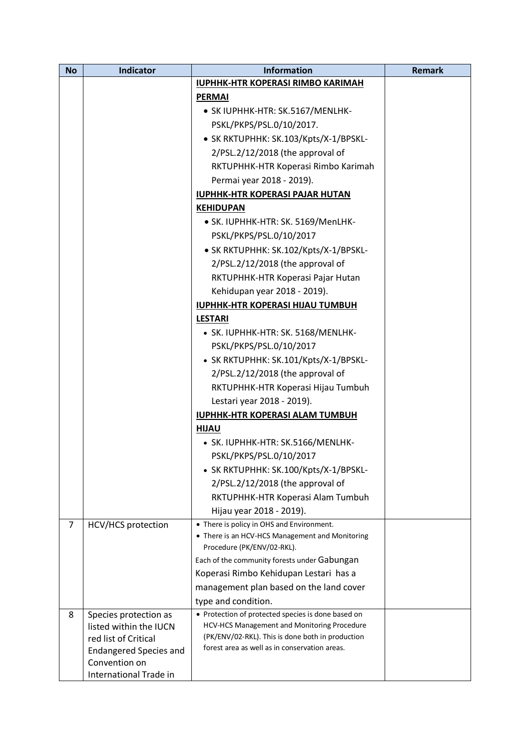| No | Indicator | Information | Remark |
|---|---|---|---|
| | | **IUPHHK-HTR KOPERASI RIMBO KARIMAH PERMAI**<br>• SK IUPHHK-HTR: SK.5167/MENLHK-PSKL/PKPS/PSL.0/10/2017.<br>• SK RKTUPHHK: SK.103/Kpts/X-1/BPSKL-2/PSL.2/12/2018 (the approval of RKTUPHHK-HTR Koperasi Rimbo Karimah Permai year 2018 - 2019).<br>**IUPHHK-HTR KOPERASI PAJAR HUTAN KEHIDUPAN**<br>• SK. IUPHHK-HTR: SK. 5169/MenLHK-PSKL/PKPS/PSL.0/10/2017<br>• SK RKTUPHHK: SK.102/Kpts/X-1/BPSKL-2/PSL.2/12/2018 (the approval of RKTUPHHK-HTR Koperasi Pajar Hutan Kehidupan year 2018 - 2019).<br>**IUPHHK-HTR KOPERASI HIJAU TUMBUH LESTARI**<br>• SK. IUPHHK-HTR: SK. 5168/MENLHK-PSKL/PKPS/PSL.0/10/2017<br>• SK RKTUPHHK: SK.101/Kpts/X-1/BPSKL-2/PSL.2/12/2018 (the approval of RKTUPHHK-HTR Koperasi Hijau Tumbuh Lestari year 2018 - 2019).<br>**IUPHHK-HTR KOPERASI ALAM TUMBUH HIJAU**<br>• SK. IUPHHK-HTR: SK.5166/MENLHK-PSKL/PKPS/PSL.0/10/2017<br>• SK RKTUPHHK: SK.100/Kpts/X-1/BPSKL-2/PSL.2/12/2018 (the approval of RKTUPHHK-HTR Koperasi Alam Tumbuh Hijau year 2018 - 2019). | |
| 7 | HCV/HCS protection | • There is policy in OHS and Environment.<br>• There is an HCV-HCS Management and Monitoring Procedure (PK/ENV/02-RKL).<br>Each of the community forests under Gabungan Koperasi Rimbo Kehidupan Lestari has a management plan based on the land cover type and condition. | |
| 8 | Species protection as listed within the IUCN red list of Critical Endangered Species and Convention on International Trade in | • Protection of protected species is done based on HCV-HCS Management and Monitoring Procedure (PK/ENV/02-RKL). This is done both in production forest area as well as in conservation areas. | |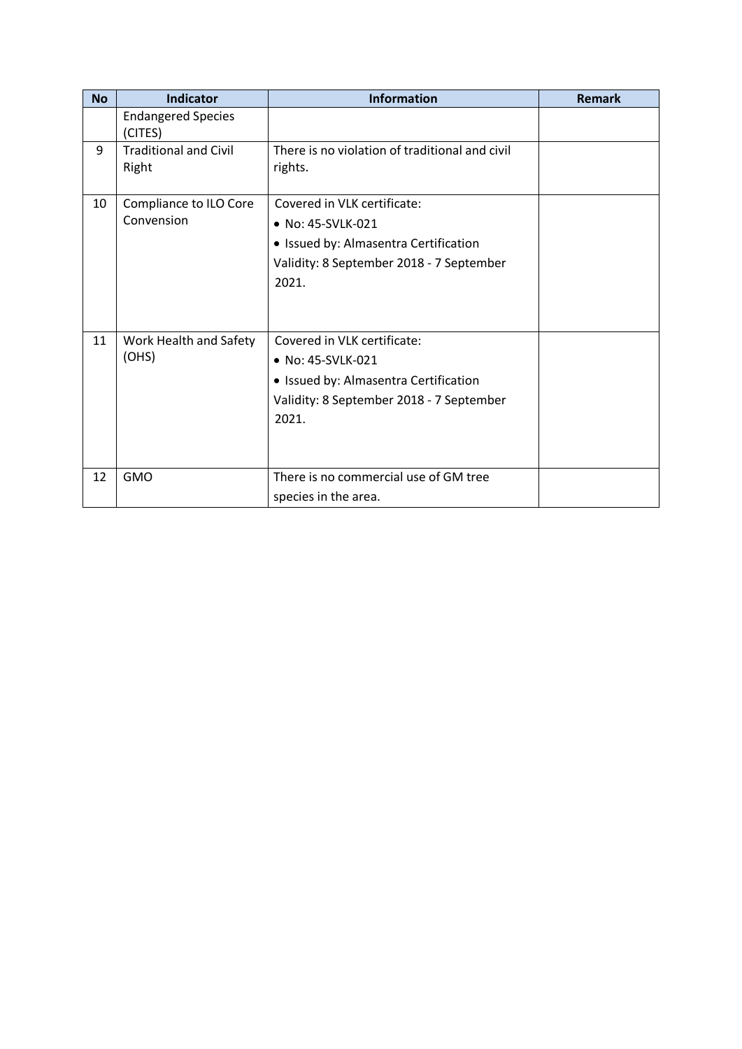| No | Indicator | Information | Remark |
|---|---|---|---|
| | Endangered Species (CITES) | | |
| 9 | Traditional and Civil Right | There is no violation of traditional and civil rights. | |
| 10 | Compliance to ILO Core Convension | Covered in VLK certificate:<br>• No: 45-SVLK-021<br>• Issued by: Almasentra Certification<br>Validity: 8 September 2018 - 7 September 2021. | |
| 11 | Work Health and Safety (OHS) | Covered in VLK certificate:<br>• No: 45-SVLK-021<br>• Issued by: Almasentra Certification<br>Validity: 8 September 2018 - 7 September 2021. | |
| 12 | GMO | There is no commercial use of GM tree species in the area. | |